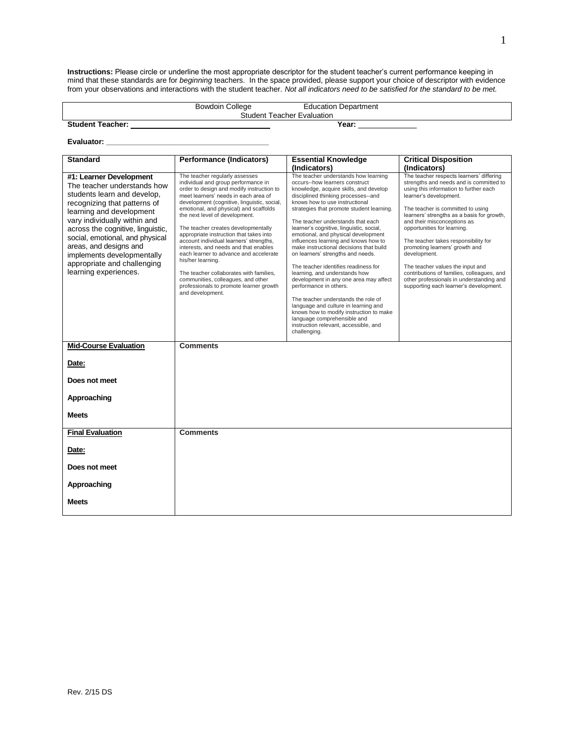**Instructions:** Please circle or underline the most appropriate descriptor for the student teacher's current performance keeping in mind that these standards are for *beginning* teachers. In the space provided, please support your choice of descriptor with evidence from your observations and interactions with the student teacher. *Not all indicators need to be satisfied for the standard to be met.*

Bowdoin College Education Department
Student Teacher Evaluation

**Student Teacher:** ______________________________ **Year:** ____________

**Evaluator:** ______________________________

| Standard | Performance (Indicators) | Essential Knowledge (Indicators) | Critical Disposition (Indicators) |
|---|---|---|---|
| **#1: Learner Development** The teacher understands how students learn and develop, recognizing that patterns of learning and development vary individually within and across the cognitive, linguistic, social, emotional, and physical areas, and designs and implements developmentally appropriate and challenging learning experiences. | The teacher regularly assesses individual and group performance in order to design and modify instruction to meet learners' needs in each area of development (cognitive, linguistic, social, emotional, and physical) and scaffolds the next level of development.<br><br>The teacher creates developmentally appropriate instruction that takes into account individual learners' strengths, interests, and needs and that enables each learner to advance and accelerate his/her learning.<br><br>The teacher collaborates with families, communities, colleagues, and other professionals to promote learner growth and development. | The teacher understands how learning occurs--how learners construct knowledge, acquire skills, and develop disciplined thinking processes--and knows how to use instructional strategies that promote student learning.<br><br>The teacher understands that each learner's cognitive, linguistic, social, emotional, and physical development influences learning and knows how to make instructional decisions that build on learners' strengths and needs.<br><br>The teacher identifies readiness for learning, and understands how development in any one area may affect performance in others.<br><br>The teacher understands the role of language and culture in learning and knows how to modify instruction to make language comprehensible and instruction relevant, accessible, and challenging. | The teacher respects learners' differing strengths and needs and is committed to using this information to further each learner's development.<br><br>The teacher is committed to using learners' strengths as a basis for growth, and their misconceptions as opportunities for learning.<br><br>The teacher takes responsibility for promoting learners' growth and development.<br><br>The teacher values the input and contributions of families, colleagues, and other professionals in understanding and supporting each learner's development. |
| **Mid-Course Evaluation**<br><br>**Date:**<br><br>**Does not meet**<br><br>**Approaching**<br><br>**Meets** | **Comments** | | |
| **Final Evaluation**<br><br>**Date:**<br><br>**Does not meet**<br><br>**Approaching**<br><br>**Meets** | **Comments** | | |

Rev. 2/15 DS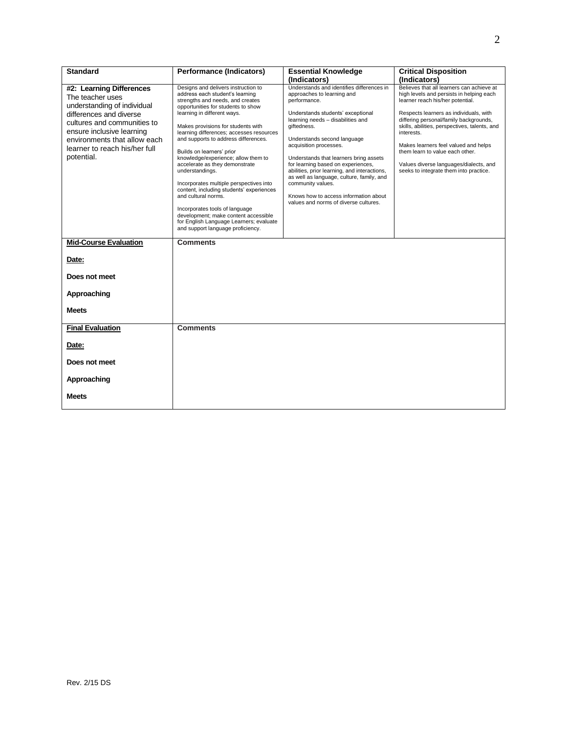| Standard | Performance (Indicators) | Essential Knowledge (Indicators) | Critical Disposition (Indicators) |
|---|---|---|---|
| **#2: Learning Differences** The teacher uses understanding of individual differences and diverse cultures and communities to ensure inclusive learning environments that allow each learner to reach his/her full potential. | Designs and delivers instruction to address each student's learning strengths and needs, and creates opportunities for students to show learning in different ways.<br><br>Makes provisions for students with learning differences; accesses resources and supports to address differences.<br><br>Builds on learners' prior knowledge/experience; allow them to accelerate as they demonstrate understandings.<br><br>Incorporates multiple perspectives into content, including students' experiences and cultural norms.<br><br>Incorporates tools of language development; make content accessible for English Language Learners; evaluate and support language proficiency. | Understands and identifies differences in approaches to learning and performance.<br><br>Understands students' exceptional learning needs – disabilities and giftedness.<br><br>Understands second language acquisition processes.<br><br>Understands that learners bring assets for learning based on experiences, abilities, prior learning, and interactions, as well as language, culture, family, and community values.<br><br>Knows how to access information about values and norms of diverse cultures. | Believes that all learners can achieve at high levels and persists in helping each learner reach his/her potential.<br><br>Respects learners as individuals, with differing personal/family backgrounds, skills, abilities, perspectives, talents, and interests.<br><br>Makes learners feel valued and helps them learn to value each other.<br><br>Values diverse languages/dialects, and seeks to integrate them into practice. |
| **Mid-Course Evaluation**<br><br>**Date:**<br><br>**Does not meet**<br><br>**Approaching**<br><br>**Meets** | **Comments** | | |
| **Final Evaluation**<br><br>**Date:**<br><br>**Does not meet**<br><br>**Approaching**<br><br>**Meets** | **Comments** | | |

Rev. 2/15 DS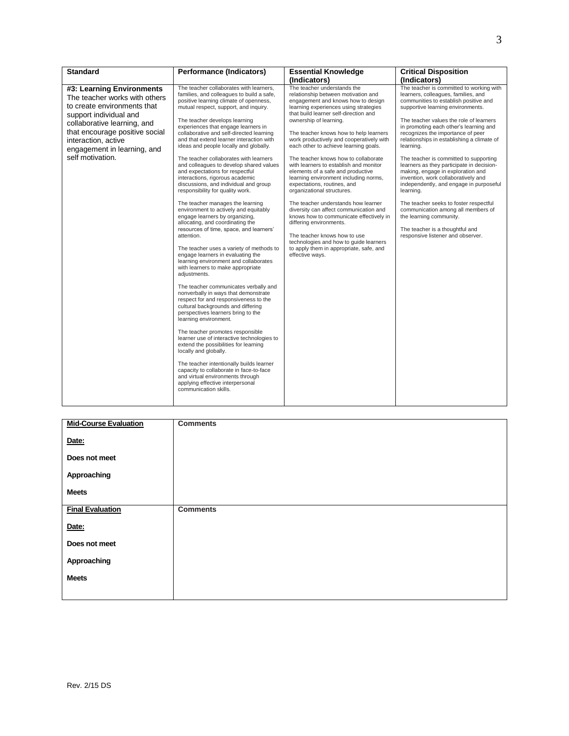| Standard | Performance (Indicators) | Essential Knowledge (Indicators) | Critical Disposition (Indicators) |
|---|---|---|---|
| **#3: Learning Environments** The teacher works with others to create environments that support individual and collaborative learning, and that encourage positive social interaction, active engagement in learning, and self motivation. | The teacher collaborates with learners, families, and colleagues to build a safe, positive learning climate of openness, mutual respect, support, and inquiry.<br><br>The teacher develops learning experiences that engage learners in collaborative and self-directed learning and that extend learner interaction with ideas and people locally and globally.<br><br>The teacher collaborates with learners and colleagues to develop shared values and expectations for respectful interactions, rigorous academic discussions, and individual and group responsibility for quality work.<br><br>The teacher manages the learning environment to actively and equitably engage learners by organizing, allocating, and coordinating the resources of time, space, and learners' attention.<br><br>The teacher uses a variety of methods to engage learners in evaluating the learning environment and collaborates with learners to make appropriate adjustments.<br><br>The teacher communicates verbally and nonverbally in ways that demonstrate respect for and responsiveness to the cultural backgrounds and differing perspectives learners bring to the learning environment.<br><br>The teacher promotes responsible learner use of interactive technologies to extend the possibilities for learning locally and globally.<br><br>The teacher intentionally builds learner capacity to collaborate in face-to-face and virtual environments through applying effective interpersonal communication skills. | The teacher understands the relationship between motivation and engagement and knows how to design learning experiences using strategies that build learner self-direction and ownership of learning.<br><br>The teacher knows how to help learners work productively and cooperatively with each other to achieve learning goals.<br><br>The teacher knows how to collaborate with learners to establish and monitor elements of a safe and productive learning environment including norms, expectations, routines, and organizational structures.<br><br>The teacher understands how learner diversity can affect communication and knows how to communicate effectively in differing environments.<br><br>The teacher knows how to use technologies and how to guide learners to apply them in appropriate, safe, and effective ways. | The teacher is committed to working with learners, colleagues, families, and communities to establish positive and supportive learning environments.<br><br>The teacher values the role of learners in promoting each other's learning and recognizes the importance of peer relationships in establishing a climate of learning.<br><br>The teacher is committed to supporting learners as they participate in decision-making, engage in exploration and invention, work collaboratively and independently, and engage in purposeful learning.<br><br>The teacher seeks to foster respectful communication among all members of the learning community.<br><br>The teacher is a thoughtful and responsive listener and observer. |

| Mid-Course Evaluation | Comments |
|---|---|
| **Date:**<br><br>**Does not meet**<br><br>**Approaching**<br><br>**Meets** | |
| **Final Evaluation** | **Comments** |
| **Date:**<br><br>**Does not meet**<br><br>**Approaching**<br><br>**Meets** | |

Rev. 2/15 DS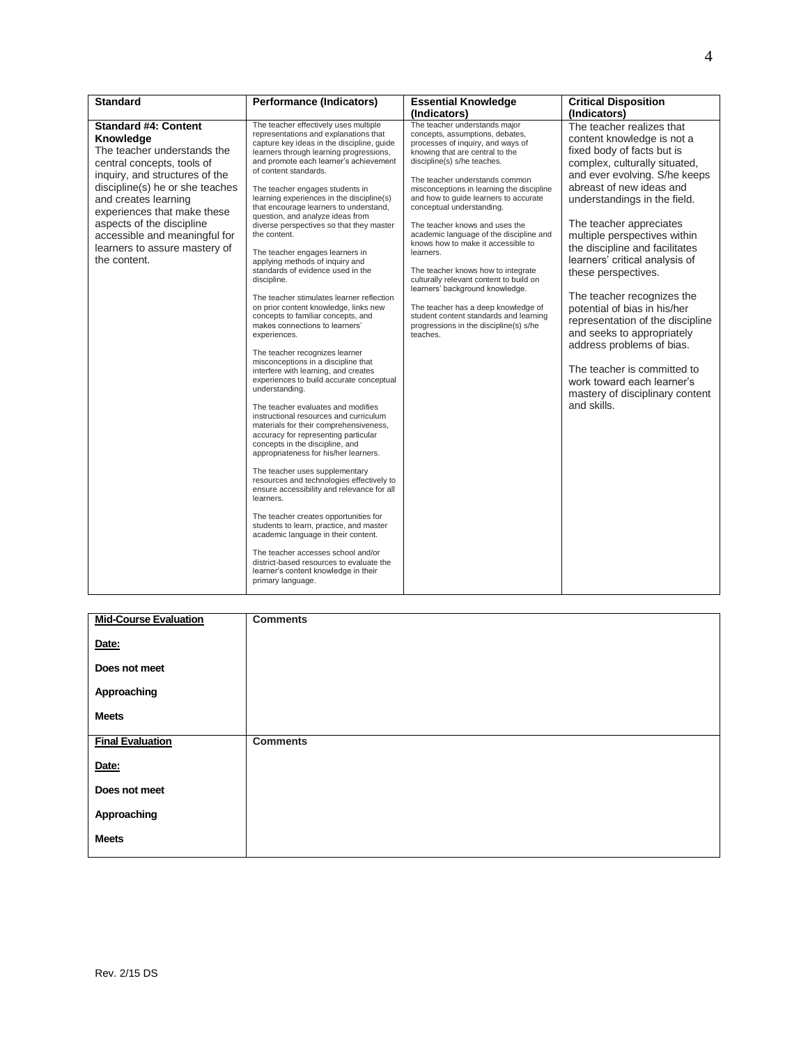| Standard | Performance (Indicators) | Essential Knowledge (Indicators) | Critical Disposition (Indicators) |
|---|---|---|---|
| **Standard #4: Content Knowledge**<br>The teacher understands the central concepts, tools of inquiry, and structures of the discipline(s) he or she teaches and creates learning experiences that make these aspects of the discipline accessible and meaningful for learners to assure mastery of the content. | The teacher effectively uses multiple representations and explanations that capture key ideas in the discipline, guide learners through learning progressions, and promote each learner's achievement of content standards.<br><br>The teacher engages students in learning experiences in the discipline(s) that encourage learners to understand, question, and analyze ideas from diverse perspectives so that they master the content.<br><br>The teacher engages learners in applying methods of inquiry and standards of evidence used in the discipline.<br><br>The teacher stimulates learner reflection on prior content knowledge, links new concepts to familiar concepts, and makes connections to learners' experiences.<br><br>The teacher recognizes learner misconceptions in a discipline that interfere with learning, and creates experiences to build accurate conceptual understanding.<br><br>The teacher evaluates and modifies instructional resources and curriculum materials for their comprehensiveness, accuracy for representing particular concepts in the discipline, and appropriateness for his/her learners.<br><br>The teacher uses supplementary resources and technologies effectively to ensure accessibility and relevance for all learners.<br><br>The teacher creates opportunities for students to learn, practice, and master academic language in their content.<br><br>The teacher accesses school and/or district-based resources to evaluate the learner's content knowledge in their primary language. | The teacher understands major concepts, assumptions, debates, processes of inquiry, and ways of knowing that are central to the discipline(s) s/he teaches.<br><br>The teacher understands common misconceptions in learning the discipline and how to guide learners to accurate conceptual understanding.<br><br>The teacher knows and uses the academic language of the discipline and knows how to make it accessible to learners.<br><br>The teacher knows how to integrate culturally relevant content to build on learners' background knowledge.<br><br>The teacher has a deep knowledge of student content standards and learning progressions in the discipline(s) s/he teaches. | The teacher realizes that content knowledge is not a fixed body of facts but is complex, culturally situated, and ever evolving. S/he keeps abreast of new ideas and understandings in the field.<br><br>The teacher appreciates multiple perspectives within the discipline and facilitates learners' critical analysis of these perspectives.<br><br>The teacher recognizes the potential of bias in his/her representation of the discipline and seeks to appropriately address problems of bias.<br><br>The teacher is committed to work toward each learner's mastery of disciplinary content and skills. |

| **Mid-Course Evaluation** | **Comments** |
|---|---|
| **Date:**<br><br>**Does not meet**<br><br>**Approaching**<br><br>**Meets** | |
| **Final Evaluation** | **Comments** |
| **Date:**<br><br>**Does not meet**<br><br>**Approaching**<br><br>**Meets** | |

Rev. 2/15 DS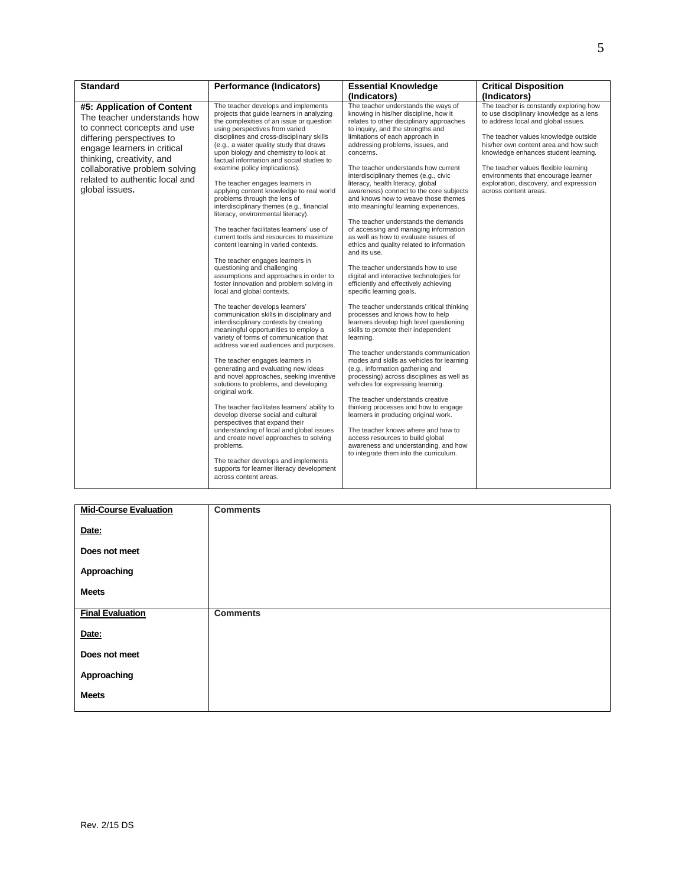| Standard | Performance (Indicators) | Essential Knowledge (Indicators) | Critical Disposition (Indicators) |
|---|---|---|---|
| **#5: Application of Content** The teacher understands how to connect concepts and use differing perspectives to engage learners in critical thinking, creativity, and collaborative problem solving related to authentic local and global issues**.** | The teacher develops and implements projects that guide learners in analyzing the complexities of an issue or question using perspectives from varied disciplines and cross-disciplinary skills (e.g., a water quality study that draws upon biology and chemistry to look at factual information and social studies to examine policy implications).<br><br>The teacher engages learners in applying content knowledge to real world problems through the lens of interdisciplinary themes (e.g., financial literacy, environmental literacy).<br><br>The teacher facilitates learners' use of current tools and resources to maximize content learning in varied contexts.<br><br>The teacher engages learners in questioning and challenging assumptions and approaches in order to foster innovation and problem solving in local and global contexts.<br><br>The teacher develops learners' communication skills in disciplinary and interdisciplinary contexts by creating meaningful opportunities to employ a variety of forms of communication that address varied audiences and purposes.<br><br>The teacher engages learners in generating and evaluating new ideas and novel approaches, seeking inventive solutions to problems, and developing original work.<br><br>The teacher facilitates learners' ability to develop diverse social and cultural perspectives that expand their understanding of local and global issues and create novel approaches to solving problems.<br><br>The teacher develops and implements supports for learner literacy development across content areas. | The teacher understands the ways of knowing in his/her discipline, how it relates to other disciplinary approaches to inquiry, and the strengths and limitations of each approach in addressing problems, issues, and concerns.<br><br>The teacher understands how current interdisciplinary themes (e.g., civic literacy, health literacy, global awareness) connect to the core subjects and knows how to weave those themes into meaningful learning experiences.<br><br>The teacher understands the demands of accessing and managing information as well as how to evaluate issues of ethics and quality related to information and its use.<br><br>The teacher understands how to use digital and interactive technologies for efficiently and effectively achieving specific learning goals.<br><br>The teacher understands critical thinking processes and knows how to help learners develop high level questioning skills to promote their independent learning.<br><br>The teacher understands communication modes and skills as vehicles for learning (e.g., information gathering and processing) across disciplines as well as vehicles for expressing learning.<br><br>The teacher understands creative thinking processes and how to engage learners in producing original work.<br><br>The teacher knows where and how to access resources to build global awareness and understanding, and how to integrate them into the curriculum. | The teacher is constantly exploring how to use disciplinary knowledge as a lens to address local and global issues.<br><br>The teacher values knowledge outside his/her own content area and how such knowledge enhances student learning.<br><br>The teacher values flexible learning environments that encourage learner exploration, discovery, and expression across content areas. |

| **Mid-Course Evaluation**<br><br>**Date:**<br><br>**Does not meet**<br><br>**Approaching**<br><br>**Meets** | **Comments** |
|---|---|
| **Final Evaluation**<br><br>**Date:**<br><br>**Does not meet**<br><br>**Approaching**<br><br>**Meets** | **Comments** |

Rev. 2/15 DS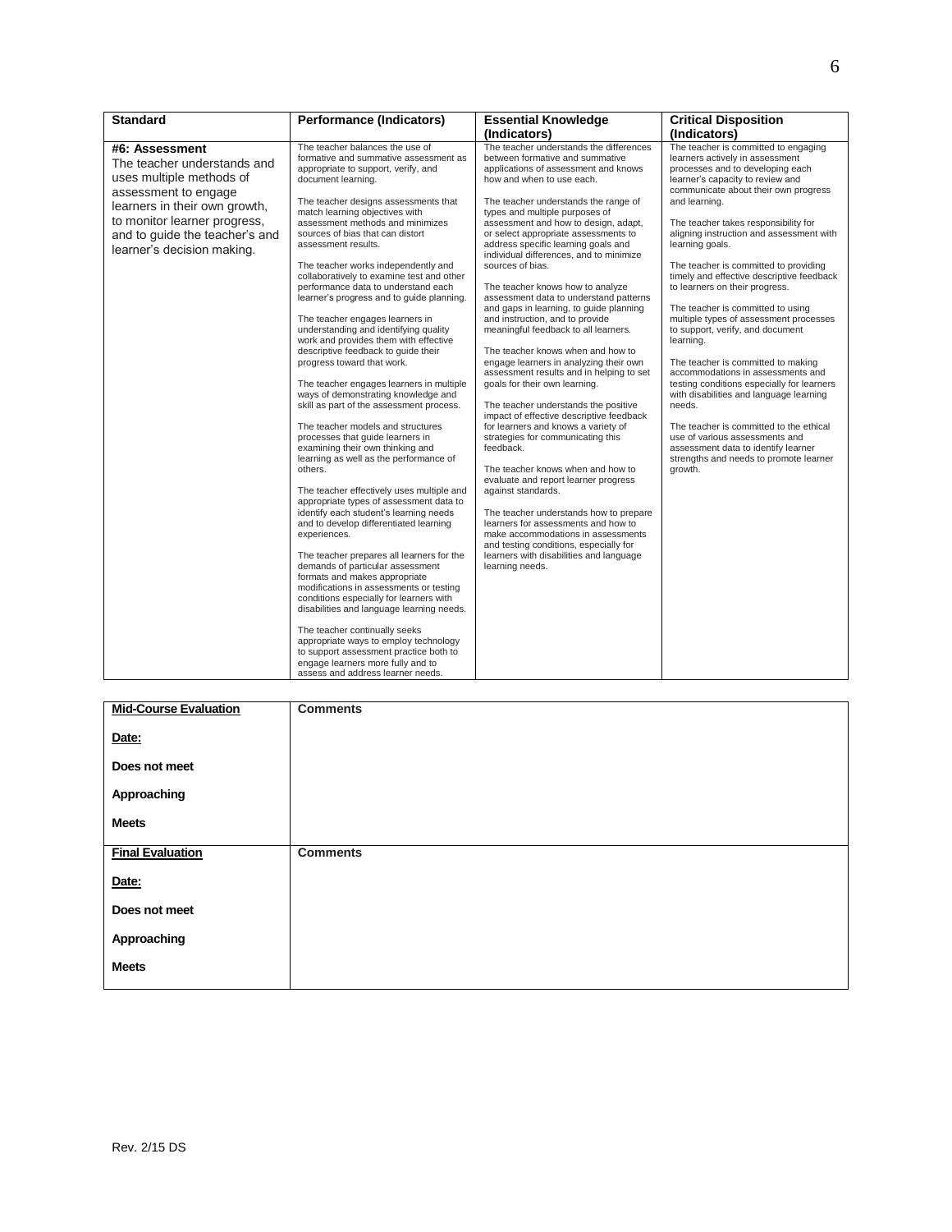| Standard | Performance (Indicators) | Essential Knowledge (Indicators) | Critical Disposition (Indicators) |
|---|---|---|---|
| **#6: Assessment**<br>The teacher understands and uses multiple methods of assessment to engage learners in their own growth, to monitor learner progress, and to guide the teacher's and learner's decision making. | The teacher balances the use of formative and summative assessment as appropriate to support, verify, and document learning.<br><br>The teacher designs assessments that match learning objectives with assessment methods and minimizes sources of bias that can distort assessment results.<br><br>The teacher works independently and collaboratively to examine test and other performance data to understand each learner's progress and to guide planning.<br><br>The teacher engages learners in understanding and identifying quality work and provides them with effective descriptive feedback to guide their progress toward that work.<br><br>The teacher engages learners in multiple ways of demonstrating knowledge and skill as part of the assessment process.<br><br>The teacher models and structures processes that guide learners in examining their own thinking and learning as well as the performance of others.<br><br>The teacher effectively uses multiple and appropriate types of assessment data to identify each student's learning needs and to develop differentiated learning experiences.<br><br>The teacher prepares all learners for the demands of particular assessment formats and makes appropriate modifications in assessments or testing conditions especially for learners with disabilities and language learning needs.<br><br>The teacher continually seeks appropriate ways to employ technology to support assessment practice both to engage learners more fully and to assess and address learner needs. | The teacher understands the differences between formative and summative applications of assessment and knows how and when to use each.<br><br>The teacher understands the range of types and multiple purposes of assessment and how to design, adapt, or select appropriate assessments to address specific learning goals and individual differences, and to minimize sources of bias.<br><br>The teacher knows how to analyze assessment data to understand patterns and gaps in learning, to guide planning and instruction, and to provide meaningful feedback to all learners.<br><br>The teacher knows when and how to engage learners in analyzing their own assessment results and in helping to set goals for their own learning.<br><br>The teacher understands the positive impact of effective descriptive feedback for learners and knows a variety of strategies for communicating this feedback.<br><br>The teacher knows when and how to evaluate and report learner progress against standards.<br><br>The teacher understands how to prepare learners for assessments and how to make accommodations in assessments and testing conditions, especially for learners with disabilities and language learning needs. | The teacher is committed to engaging learners actively in assessment processes and to developing each learner's capacity to review and communicate about their own progress and learning.<br><br>The teacher takes responsibility for aligning instruction and assessment with learning goals.<br><br>The teacher is committed to providing timely and effective descriptive feedback to learners on their progress.<br><br>The teacher is committed to using multiple types of assessment processes to support, verify, and document learning.<br><br>The teacher is committed to making accommodations in assessments and testing conditions especially for learners with disabilities and language learning needs.<br><br>The teacher is committed to the ethical use of various assessments and assessment data to identify learner strengths and needs to promote learner growth. |

| Mid-Course Evaluation | Comments |
|---|---|
| **Date:**<br><br>**Does not meet**<br><br>**Approaching**<br><br>**Meets** | |
| **Final Evaluation** | **Comments** |
| **Date:**<br><br>**Does not meet**<br><br>**Approaching**<br><br>**Meets** | |

Rev. 2/15 DS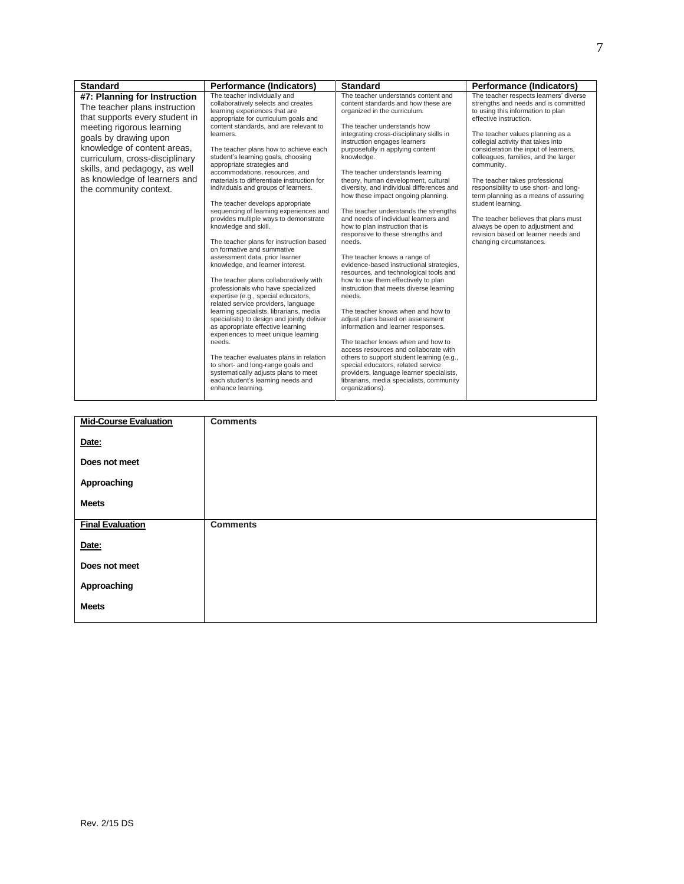| Standard | Performance (Indicators) | Standard | Performance (Indicators) |
|---|---|---|---|
| **#7: Planning for Instruction** The teacher plans instruction that supports every student in meeting rigorous learning goals by drawing upon knowledge of content areas, curriculum, cross-disciplinary skills, and pedagogy, as well as knowledge of learners and the community context. | The teacher individually and collaboratively selects and creates learning experiences that are appropriate for curriculum goals and content standards, and are relevant to learners.<br><br>The teacher plans how to achieve each student's learning goals, choosing appropriate strategies and accommodations, resources, and materials to differentiate instruction for individuals and groups of learners.<br><br>The teacher develops appropriate sequencing of learning experiences and provides multiple ways to demonstrate knowledge and skill.<br><br>The teacher plans for instruction based on formative and summative assessment data, prior learner knowledge, and learner interest.<br><br>The teacher plans collaboratively with professionals who have specialized expertise (e.g., special educators, related service providers, language learning specialists, librarians, media specialists) to design and jointly deliver as appropriate effective learning experiences to meet unique learning needs.<br><br>The teacher evaluates plans in relation to short- and long-range goals and systematically adjusts plans to meet each student's learning needs and enhance learning. | The teacher understands content and content standards and how these are organized in the curriculum.<br><br>The teacher understands how integrating cross-disciplinary skills in instruction engages learners purposefully in applying content knowledge.<br><br>The teacher understands learning theory, human development, cultural diversity, and individual differences and how these impact ongoing planning.<br><br>The teacher understands the strengths and needs of individual learners and how to plan instruction that is responsive to these strengths and needs.<br><br>The teacher knows a range of evidence-based instructional strategies, resources, and technological tools and how to use them effectively to plan instruction that meets diverse learning needs.<br><br>The teacher knows when and how to adjust plans based on assessment information and learner responses.<br><br>The teacher knows when and how to access resources and collaborate with others to support student learning (e.g., special educators, related service providers, language learner specialists, librarians, media specialists, community organizations). | The teacher respects learners' diverse strengths and needs and is committed to using this information to plan effective instruction.<br><br>The teacher values planning as a collegial activity that takes into consideration the input of learners, colleagues, families, and the larger community.<br><br>The teacher takes professional responsibility to use short- and long-term planning as a means of assuring student learning.<br><br>The teacher believes that plans must always be open to adjustment and revision based on learner needs and changing circumstances. |

| **Mid-Course Evaluation** | **Comments** |
|---|---|
| **Date:**<br><br>**Does not meet**<br><br>**Approaching**<br><br>**Meets** | |
| **Final Evaluation** | **Comments** |
| **Date:**<br><br>**Does not meet**<br><br>**Approaching**<br><br>**Meets** | |

Rev. 2/15 DS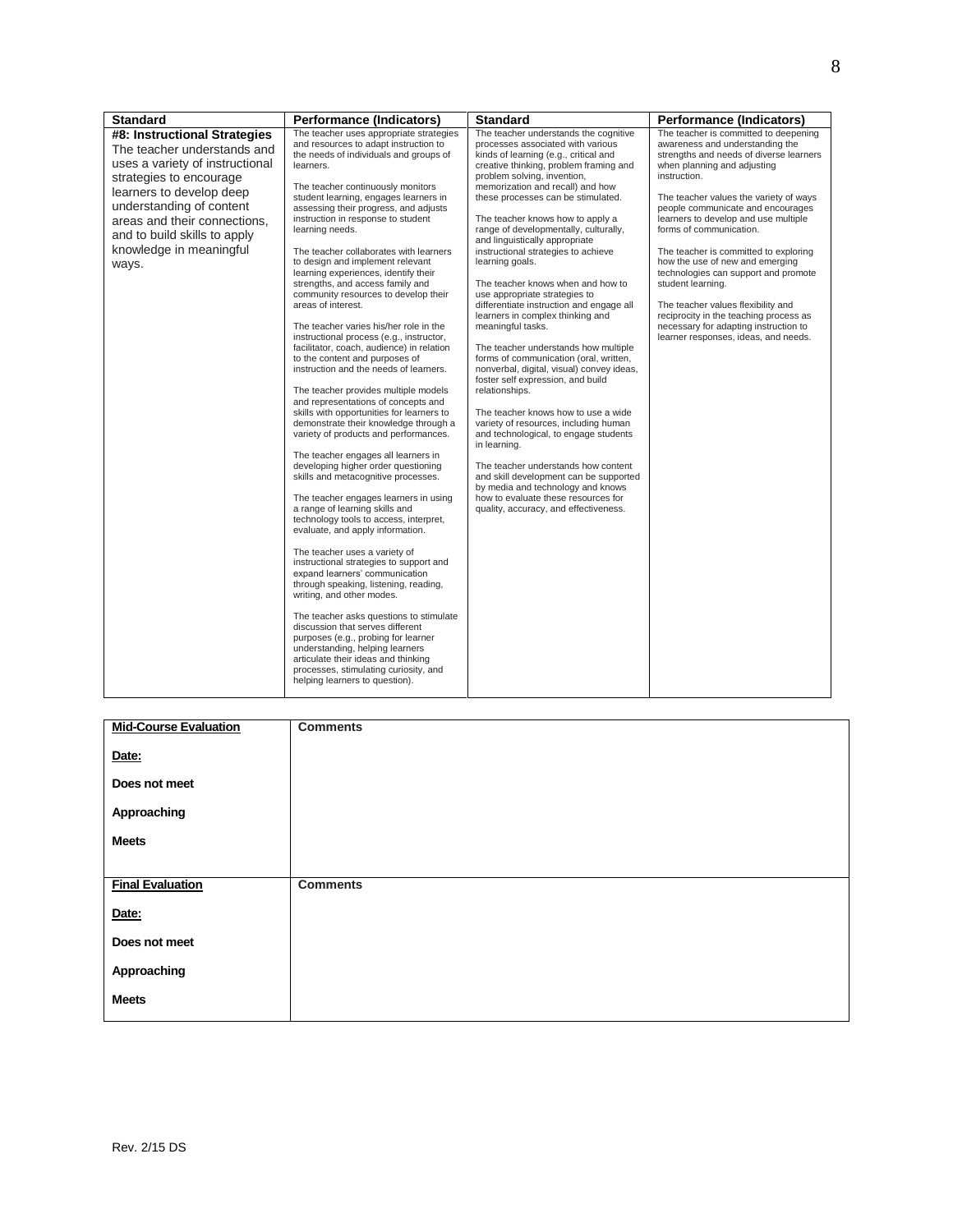| Standard | Performance (Indicators) | Standard | Performance (Indicators) |
|---|---|---|---|
| **#8: Instructional Strategies** The teacher understands and uses a variety of instructional strategies to encourage learners to develop deep understanding of content areas and their connections, and to build skills to apply knowledge in meaningful ways. | The teacher uses appropriate strategies and resources to adapt instruction to the needs of individuals and groups of learners.<br><br>The teacher continuously monitors student learning, engages learners in assessing their progress, and adjusts instruction in response to student learning needs.<br><br>The teacher collaborates with learners to design and implement relevant learning experiences, identify their strengths, and access family and community resources to develop their areas of interest.<br><br>The teacher varies his/her role in the instructional process (e.g., instructor, facilitator, coach, audience) in relation to the content and purposes of instruction and the needs of learners.<br><br>The teacher provides multiple models and representations of concepts and skills with opportunities for learners to demonstrate their knowledge through a variety of products and performances.<br><br>The teacher engages all learners in developing higher order questioning skills and metacognitive processes.<br><br>The teacher engages learners in using a range of learning skills and technology tools to access, interpret, evaluate, and apply information.<br><br>The teacher uses a variety of instructional strategies to support and expand learners' communication through speaking, listening, reading, writing, and other modes.<br><br>The teacher asks questions to stimulate discussion that serves different purposes (e.g., probing for learner understanding, helping learners articulate their ideas and thinking processes, stimulating curiosity, and helping learners to question). | The teacher understands the cognitive processes associated with various kinds of learning (e.g., critical and creative thinking, problem framing and problem solving, invention, memorization and recall) and how these processes can be stimulated.<br><br>The teacher knows how to apply a range of developmentally, culturally, and linguistically appropriate instructional strategies to achieve learning goals.<br><br>The teacher knows when and how to use appropriate strategies to differentiate instruction and engage all learners in complex thinking and meaningful tasks.<br><br>The teacher understands how multiple forms of communication (oral, written, nonverbal, digital, visual) convey ideas, foster self expression, and build relationships.<br><br>The teacher knows how to use a wide variety of resources, including human and technological, to engage students in learning.<br><br>The teacher understands how content and skill development can be supported by media and technology and knows how to evaluate these resources for quality, accuracy, and effectiveness. | The teacher is committed to deepening awareness and understanding the strengths and needs of diverse learners when planning and adjusting instruction.<br><br>The teacher values the variety of ways people communicate and encourages learners to develop and use multiple forms of communication.<br><br>The teacher is committed to exploring how the use of new and emerging technologies can support and promote student learning.<br><br>The teacher values flexibility and reciprocity in the teaching process as necessary for adapting instruction to learner responses, ideas, and needs. |

| **Mid-Course Evaluation** | **Comments** |
|---|---|
| **Date:**<br><br>**Does not meet**<br><br>**Approaching**<br><br>**Meets** | |
| **Final Evaluation** | **Comments** |
| **Date:**<br><br>**Does not meet**<br><br>**Approaching**<br><br>**Meets** | |

Rev. 2/15 DS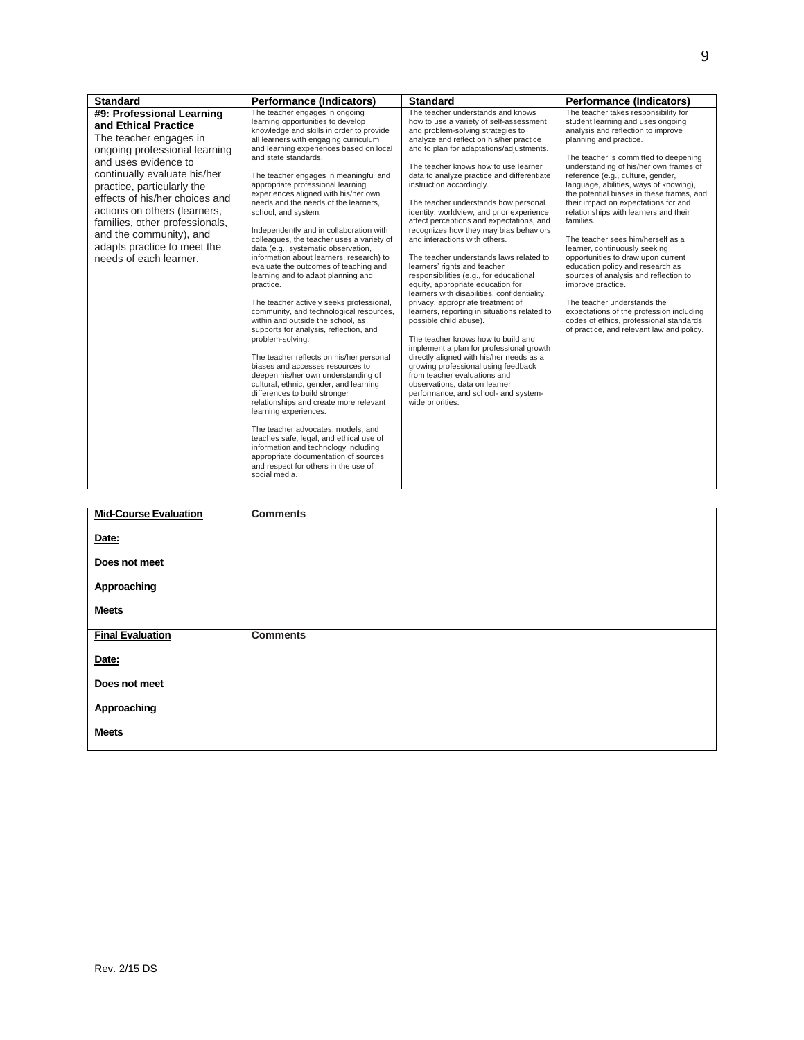| Standard | Performance (Indicators) | Standard | Performance (Indicators) |
|---|---|---|---|
| **#9: Professional Learning and Ethical Practice**<br>The teacher engages in ongoing professional learning and uses evidence to continually evaluate his/her practice, particularly the effects of his/her choices and actions on others (learners, families, other professionals, and the community), and adapts practice to meet the needs of each learner. | The teacher engages in ongoing learning opportunities to develop knowledge and skills in order to provide all learners with engaging curriculum and learning experiences based on local and state standards.<br><br>The teacher engages in meaningful and appropriate professional learning experiences aligned with his/her own needs and the needs of the learners, school, and system.<br><br>Independently and in collaboration with colleagues, the teacher uses a variety of data (e.g., systematic observation, information about learners, research) to evaluate the outcomes of teaching and learning and to adapt planning and practice.<br><br>The teacher actively seeks professional, community, and technological resources, within and outside the school, as supports for analysis, reflection, and problem-solving.<br><br>The teacher reflects on his/her personal biases and accesses resources to deepen his/her own understanding of cultural, ethnic, gender, and learning differences to build stronger relationships and create more relevant learning experiences.<br><br>The teacher advocates, models, and teaches safe, legal, and ethical use of information and technology including appropriate documentation of sources and respect for others in the use of social media. | The teacher understands and knows how to use a variety of self-assessment and problem-solving strategies to analyze and reflect on his/her practice and to plan for adaptations/adjustments.<br><br>The teacher knows how to use learner data to analyze practice and differentiate instruction accordingly.<br><br>The teacher understands how personal identity, worldview, and prior experience affect perceptions and expectations, and recognizes how they may bias behaviors and interactions with others.<br><br>The teacher understands laws related to learners' rights and teacher responsibilities (e.g., for educational equity, appropriate education for learners with disabilities, confidentiality, privacy, appropriate treatment of learners, reporting in situations related to possible child abuse).<br><br>The teacher knows how to build and implement a plan for professional growth directly aligned with his/her needs as a growing professional using feedback from teacher evaluations and observations, data on learner performance, and school- and system-wide priorities. | The teacher takes responsibility for student learning and uses ongoing analysis and reflection to improve planning and practice.<br><br>The teacher is committed to deepening understanding of his/her own frames of reference (e.g., culture, gender, language, abilities, ways of knowing), the potential biases in these frames, and their impact on expectations for and relationships with learners and their families.<br><br>The teacher sees him/herself as a learner, continuously seeking opportunities to draw upon current education policy and research as sources of analysis and reflection to improve practice.<br><br>The teacher understands the expectations of the profession including codes of ethics, professional standards of practice, and relevant law and policy. |

| **Mid-Course Evaluation**<br><br>**Date:**<br><br>**Does not meet**<br><br>**Approaching**<br><br>**Meets** | **Comments** |
|---|---|
| **Final Evaluation**<br><br>**Date:**<br><br>**Does not meet**<br><br>**Approaching**<br><br>**Meets** | **Comments** |

Rev. 2/15 DS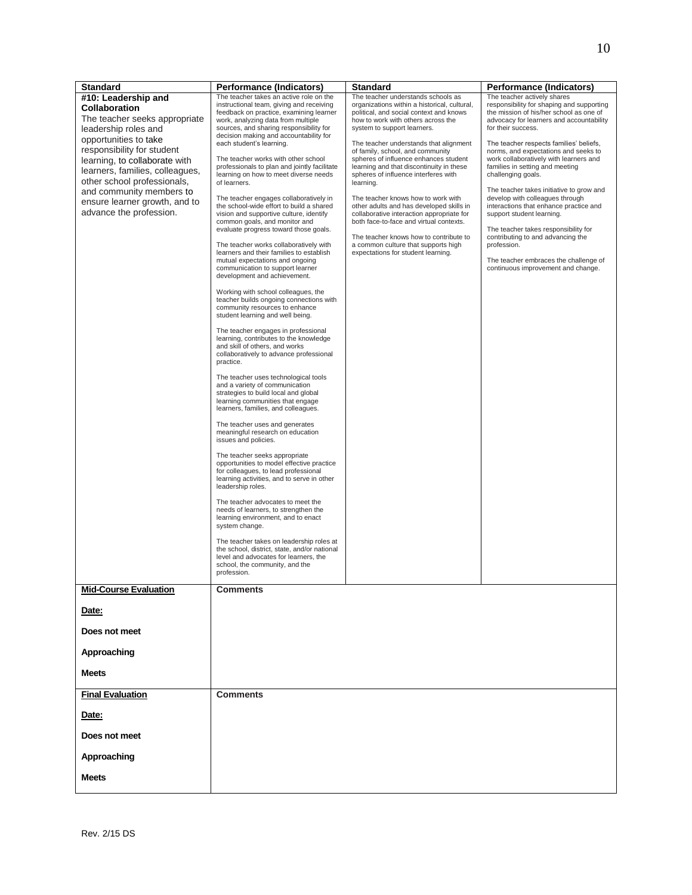| Standard | Performance (Indicators) | Standard | Performance (Indicators) |
|---|---|---|---|
| **#10: Leadership and Collaboration**<br>The teacher seeks appropriate leadership roles and opportunities to take responsibility for student learning, to collaborate with learners, families, colleagues, other school professionals, and community members to ensure learner growth, and to advance the profession. | The teacher takes an active role on the instructional team, giving and receiving feedback on practice, examining learner work, analyzing data from multiple sources, and sharing responsibility for decision making and accountability for each student's learning.<br><br>The teacher works with other school professionals to plan and jointly facilitate learning on how to meet diverse needs of learners.<br><br>The teacher engages collaboratively in the school-wide effort to build a shared vision and supportive culture, identify common goals, and monitor and evaluate progress toward those goals.<br><br>The teacher works collaboratively with learners and their families to establish mutual expectations and ongoing communication to support learner development and achievement.<br><br>Working with school colleagues, the teacher builds ongoing connections with community resources to enhance student learning and well being.<br><br>The teacher engages in professional learning, contributes to the knowledge and skill of others, and works collaboratively to advance professional practice.<br><br>The teacher uses technological tools and a variety of communication strategies to build local and global learning communities that engage learners, families, and colleagues.<br><br>The teacher uses and generates meaningful research on education issues and policies.<br><br>The teacher seeks appropriate opportunities to model effective practice for colleagues, to lead professional learning activities, and to serve in other leadership roles.<br><br>The teacher advocates to meet the needs of learners, to strengthen the learning environment, and to enact system change.<br><br>The teacher takes on leadership roles at the school, district, state, and/or national level and advocates for learners, the school, the community, and the profession. | The teacher understands schools as organizations within a historical, cultural, political, and social context and knows how to work with others across the system to support learners.<br><br>The teacher understands that alignment of family, school, and community spheres of influence enhances student learning and that discontinuity in these spheres of influence interferes with learning.<br><br>The teacher knows how to work with other adults and has developed skills in collaborative interaction appropriate for both face-to-face and virtual contexts.<br><br>The teacher knows how to contribute to a common culture that supports high expectations for student learning. | The teacher actively shares responsibility for shaping and supporting the mission of his/her school as one of advocacy for learners and accountability for their success.<br><br>The teacher respects families' beliefs, norms, and expectations and seeks to work collaboratively with learners and families in setting and meeting challenging goals.<br><br>The teacher takes initiative to grow and develop with colleagues through interactions that enhance practice and support student learning.<br><br>The teacher takes responsibility for contributing to and advancing the profession.<br><br>The teacher embraces the challenge of continuous improvement and change. |
| **Mid-Course Evaluation**<br><br>**Date:**<br><br>**Does not meet**<br><br>**Approaching**<br><br>**Meets** | **Comments** | | |
| **Final Evaluation**<br><br>**Date:**<br><br>**Does not meet**<br><br>**Approaching**<br><br>**Meets** | **Comments** | | |

Rev. 2/15 DS